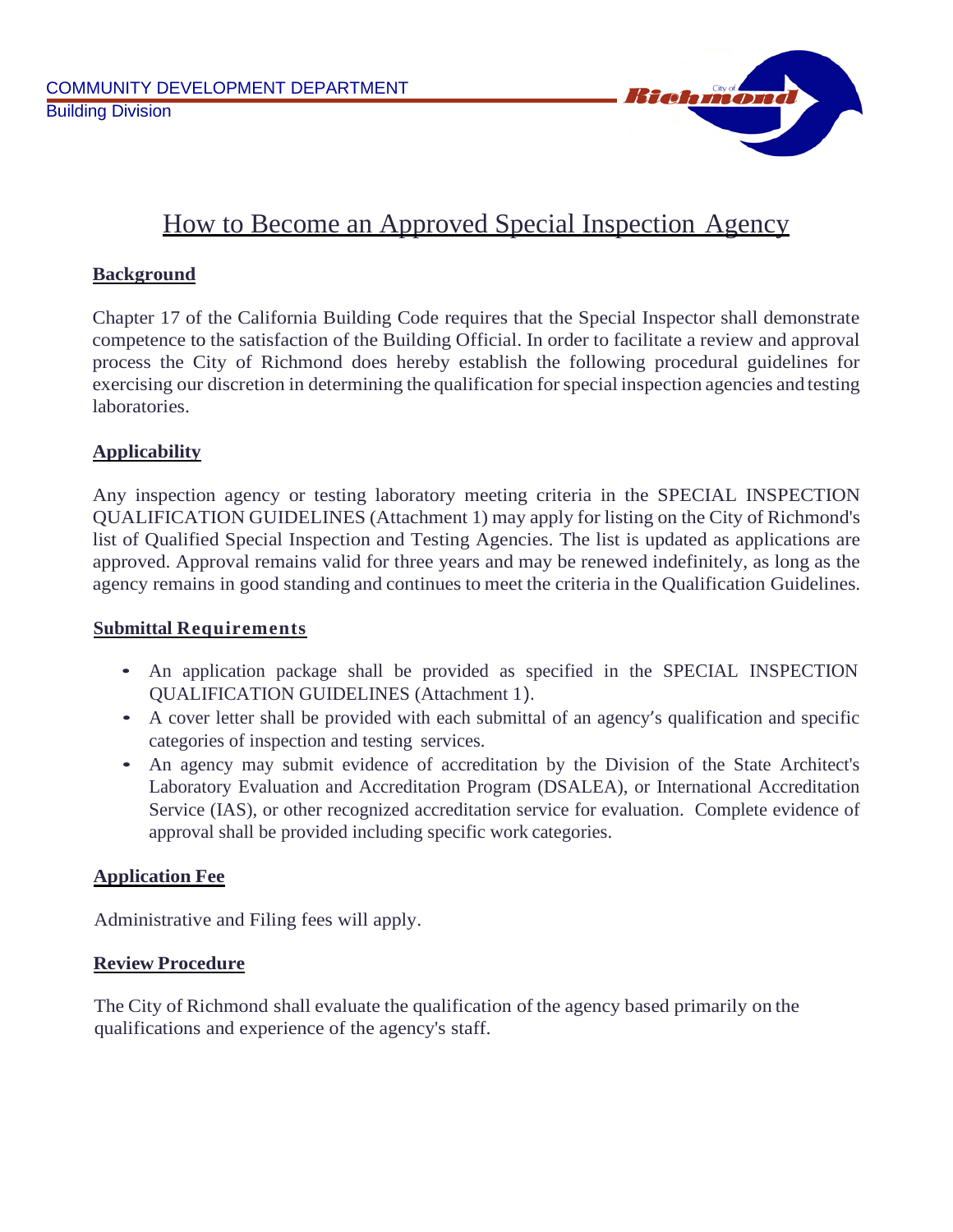COMMUNITY DEVELOPMENT DEPARTMENT
Building Division

# How to Become an Approved Special Inspection Agency

## Background

Chapter 17 of the California Building Code requires that the Special Inspector shall demonstrate competence to the satisfaction of the Building Official. In order to facilitate a review and approval process the City of Richmond does hereby establish the following procedural guidelines for exercising our discretion in determining the qualification for special inspection agencies and testing laboratories.

## Applicability

Any inspection agency or testing laboratory meeting criteria in the SPECIAL INSPECTION QUALIFICATION GUIDELINES (Attachment 1) may apply for listing on the City of Richmond's list of Qualified Special Inspection and Testing Agencies. The list is updated as applications are approved. Approval remains valid for three years and may be renewed indefinitely, as long as the agency remains in good standing and continues to meet the criteria in the Qualification Guidelines.

## Submittal Requirements

- An application package shall be provided as specified in the SPECIAL INSPECTION QUALIFICATION GUIDELINES (Attachment 1).
- A cover letter shall be provided with each submittal of an agency's qualification and specific categories of inspection and testing services.
- An agency may submit evidence of accreditation by the Division of the State Architect's Laboratory Evaluation and Accreditation Program (DSALEA), or International Accreditation Service (IAS), or other recognized accreditation service for evaluation. Complete evidence of approval shall be provided including specific work categories.

## Application Fee

Administrative and Filing fees will apply.

## Review Procedure

The City of Richmond shall evaluate the qualification of the agency based primarily on the qualifications and experience of the agency's staff.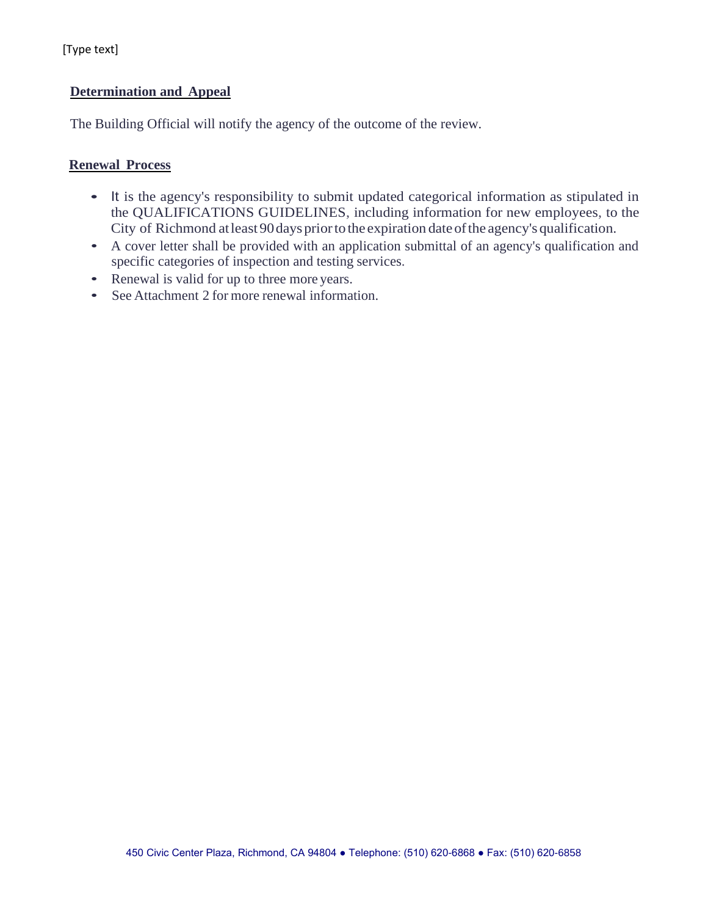## Determination and Appeal

The Building Official will notify the agency of the outcome of the review.

## Renewal Process

- It is the agency's responsibility to submit updated categorical information as stipulated in the QUALIFICATIONS GUIDELINES, including information for new employees, to the City of Richmond at least 90 days prior to the expiration date of the agency's qualification.
- A cover letter shall be provided with an application submittal of an agency's qualification and specific categories of inspection and testing services.
- Renewal is valid for up to three more years.
- See Attachment 2 for more renewal information.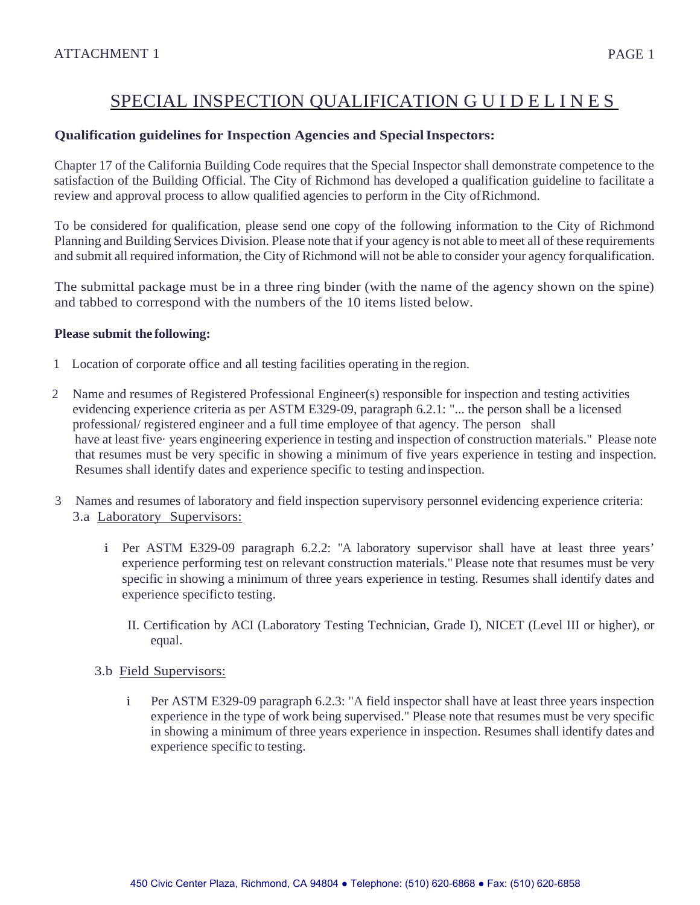# SPECIAL INSPECTION QUALIFICATION GUIDELINES

**Qualification guidelines for Inspection Agencies and Special Inspectors:**

Chapter 17 of the California Building Code requires that the Special Inspector shall demonstrate competence to the satisfaction of the Building Official. The City of Richmond has developed a qualification guideline to facilitate a review and approval process to allow qualified agencies to perform in the City of Richmond.

To be considered for qualification, please send one copy of the following information to the City of Richmond Planning and Building Services Division. Please note that if your agency is not able to meet all of these requirements and submit all required information, the City of Richmond will not be able to consider your agency for qualification.

The submittal package must be in a three ring binder (with the name of the agency shown on the spine) and tabbed to correspond with the numbers of the 10 items listed below.

**Please submit the following:**

1. Location of corporate office and all testing facilities operating in the region.

2. Name and resumes of Registered Professional Engineer(s) responsible for inspection and testing activities evidencing experience criteria as per ASTM E329-09, paragraph 6.2.1: "... the person shall be a licensed professional/ registered engineer and a full time employee of that agency. The person shall have at least five· years engineering experience in testing and inspection of construction materials." Please note that resumes must be very specific in showing a minimum of five years experience in testing and inspection. Resumes shall identify dates and experience specific to testing and inspection.

3. Names and resumes of laboratory and field inspection supervisory personnel evidencing experience criteria:

   3.a Laboratory Supervisors:

   i Per ASTM E329-09 paragraph 6.2.2: "A laboratory supervisor shall have at least three years' experience performing test on relevant construction materials." Please note that resumes must be very specific in showing a minimum of three years experience in testing. Resumes shall identify dates and experience specific to testing.

   II. Certification by ACI (Laboratory Testing Technician, Grade I), NICET (Level III or higher), or equal.

   3.b Field Supervisors:

   i Per ASTM E329-09 paragraph 6.2.3: "A field inspector shall have at least three years inspection experience in the type of work being supervised." Please note that resumes must be very specific in showing a minimum of three years experience in inspection. Resumes shall identify dates and experience specific to testing.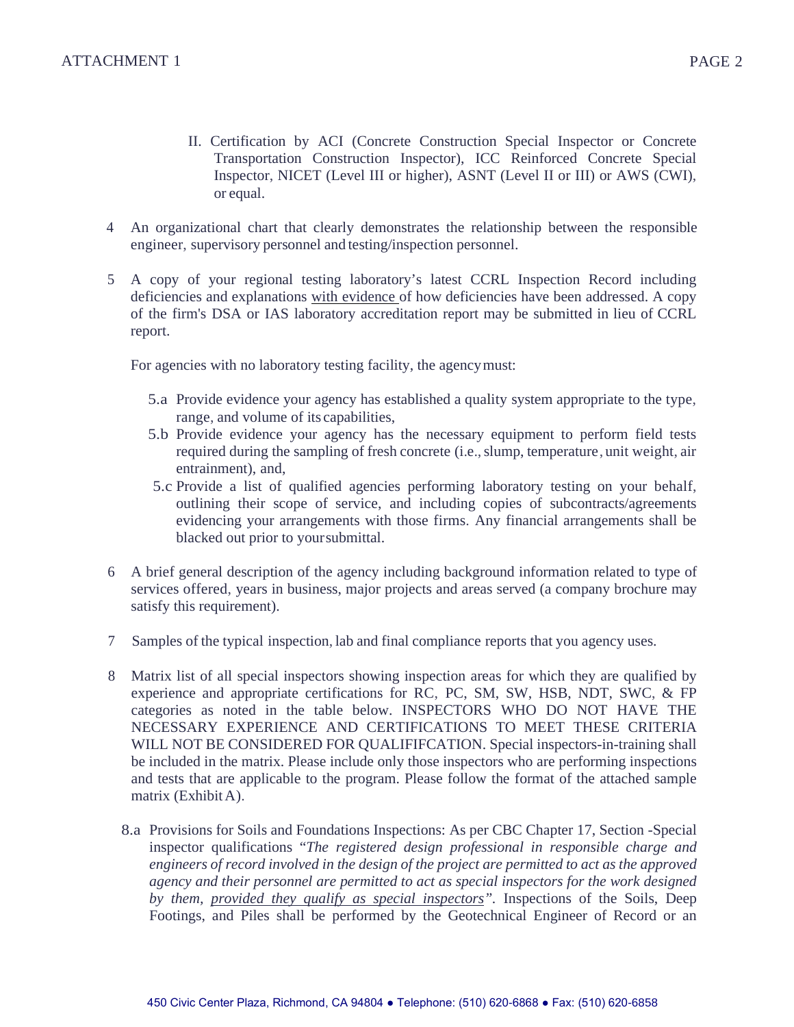II. Certification by ACI (Concrete Construction Special Inspector or Concrete Transportation Construction Inspector), ICC Reinforced Concrete Special Inspector, NICET (Level III or higher), ASNT (Level II or III) or AWS (CWI), or equal.

4 An organizational chart that clearly demonstrates the relationship between the responsible engineer, supervisory personnel and testing/inspection personnel.

5 A copy of your regional testing laboratory's latest CCRL Inspection Record including deficiencies and explanations <u>with evidence</u> of how deficiencies have been addressed. A copy of the firm's DSA or IAS laboratory accreditation report may be submitted in lieu of CCRL report.

For agencies with no laboratory testing facility, the agency must:

5.a Provide evidence your agency has established a quality system appropriate to the type, range, and volume of its capabilities,

5.b Provide evidence your agency has the necessary equipment to perform field tests required during the sampling of fresh concrete (i.e., slump, temperature, unit weight, air entrainment), and,

5.c Provide a list of qualified agencies performing laboratory testing on your behalf, outlining their scope of service, and including copies of subcontracts/agreements evidencing your arrangements with those firms. Any financial arrangements shall be blacked out prior to your submittal.

6 A brief general description of the agency including background information related to type of services offered, years in business, major projects and areas served (a company brochure may satisfy this requirement).

7 Samples of the typical inspection, lab and final compliance reports that you agency uses.

8 Matrix list of all special inspectors showing inspection areas for which they are qualified by experience and appropriate certifications for RC, PC, SM, SW, HSB, NDT, SWC, & FP categories as noted in the table below. INSPECTORS WHO DO NOT HAVE THE NECESSARY EXPERIENCE AND CERTIFICATIONS TO MEET THESE CRITERIA WILL NOT BE CONSIDERED FOR QUALIFIFCATION. Special inspectors-in-training shall be included in the matrix. Please include only those inspectors who are performing inspections and tests that are applicable to the program. Please follow the format of the attached sample matrix (Exhibit A).

8.a Provisions for Soils and Foundations Inspections: As per CBC Chapter 17, Section -Special inspector qualifications "*The registered design professional in responsible charge and engineers of record involved in the design of the project are permitted to act as the approved agency and their personnel are permitted to act as special inspectors for the work designed by them, <u>provided they qualify as special inspectors</u>*". Inspections of the Soils, Deep Footings, and Piles shall be performed by the Geotechnical Engineer of Record or an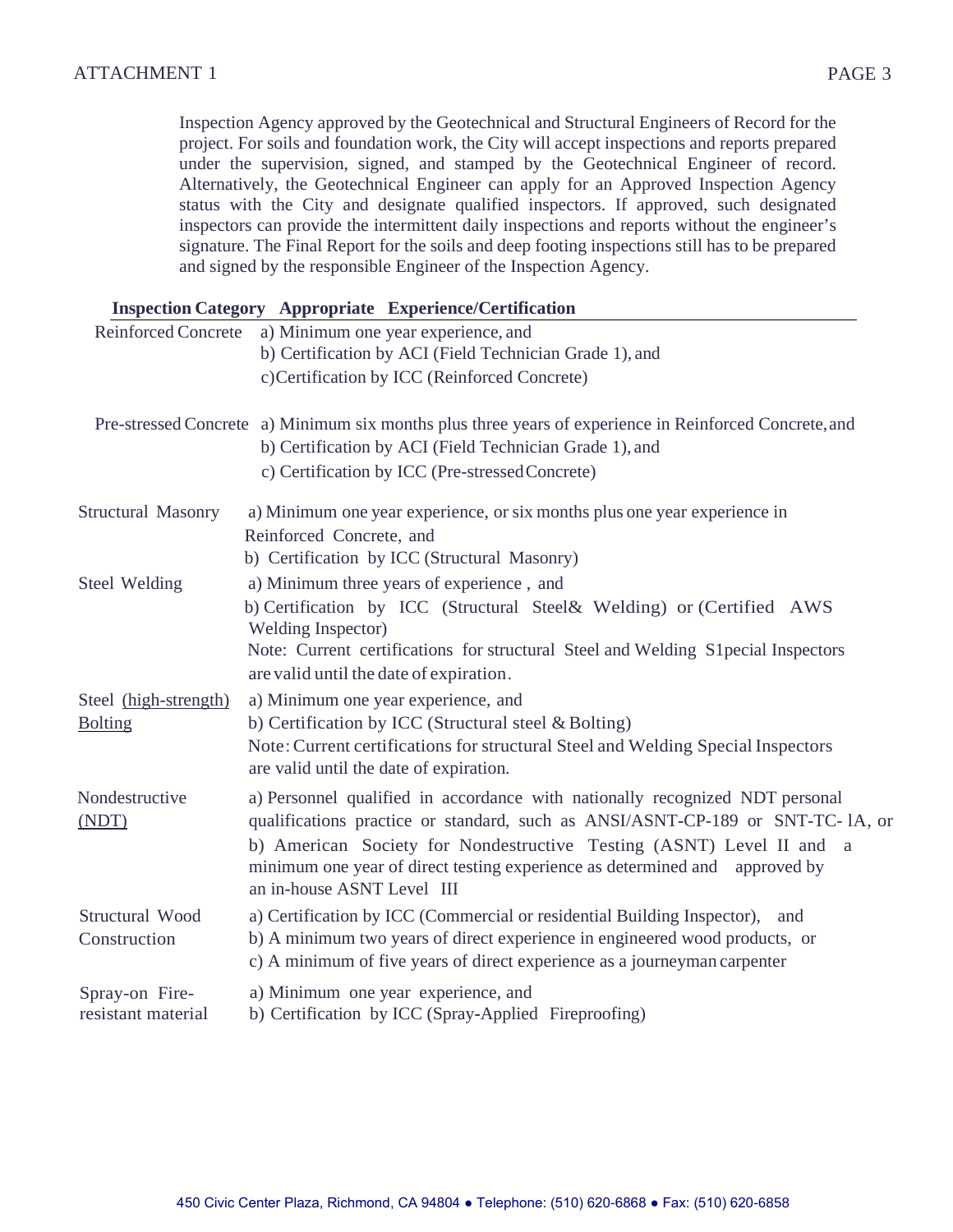Inspection Agency approved by the Geotechnical and Structural Engineers of Record for the project. For soils and foundation work, the City will accept inspections and reports prepared under the supervision, signed, and stamped by the Geotechnical Engineer of record. Alternatively, the Geotechnical Engineer can apply for an Approved Inspection Agency status with the City and designate qualified inspectors. If approved, such designated inspectors can provide the intermittent daily inspections and reports without the engineer's signature. The Final Report for the soils and deep footing inspections still has to be prepared and signed by the responsible Engineer of the Inspection Agency.

| Inspection Category | Appropriate Experience/Certification |
|---|---|
| Reinforced Concrete | a) Minimum one year experience, and<br>b) Certification by ACI (Field Technician Grade 1), and<br>c)Certification by ICC (Reinforced Concrete) |
| Pre-stressed Concrete | a) Minimum six months plus three years of experience in Reinforced Concrete, and<br>b) Certification by ACI (Field Technician Grade 1), and<br>c) Certification by ICC (Pre-stressed Concrete) |
| Structural Masonry | a) Minimum one year experience, or six months plus one year experience in Reinforced Concrete, and<br>b) Certification by ICC (Structural Masonry) |
| Steel Welding | a) Minimum three years of experience , and<br>b) Certification by ICC (Structural Steel& Welding) or (Certified AWS Welding Inspector)<br>Note: Current certifications for structural Steel and Welding S1pecial Inspectors are valid until the date of expiration. |
| Steel (high-strength) Bolting | a) Minimum one year experience, and<br>b) Certification by ICC (Structural steel & Bolting)<br>Note: Current certifications for structural Steel and Welding Special Inspectors are valid until the date of expiration. |
| Nondestructive (NDT) | a) Personnel qualified in accordance with nationally recognized NDT personal qualifications practice or standard, such as ANSI/ASNT-CP-189 or SNT-TC- lA, or<br>b) American Society for Nondestructive Testing (ASNT) Level II and a minimum one year of direct testing experience as determined and approved by an in-house ASNT Level III |
| Structural Wood Construction | a) Certification by ICC (Commercial or residential Building Inspector), and<br>b) A minimum two years of direct experience in engineered wood products, or<br>c) A minimum of five years of direct experience as a journeyman carpenter |
| Spray-on Fire-resistant material | a) Minimum one year experience, and<br>b) Certification by ICC (Spray-Applied Fireproofing) |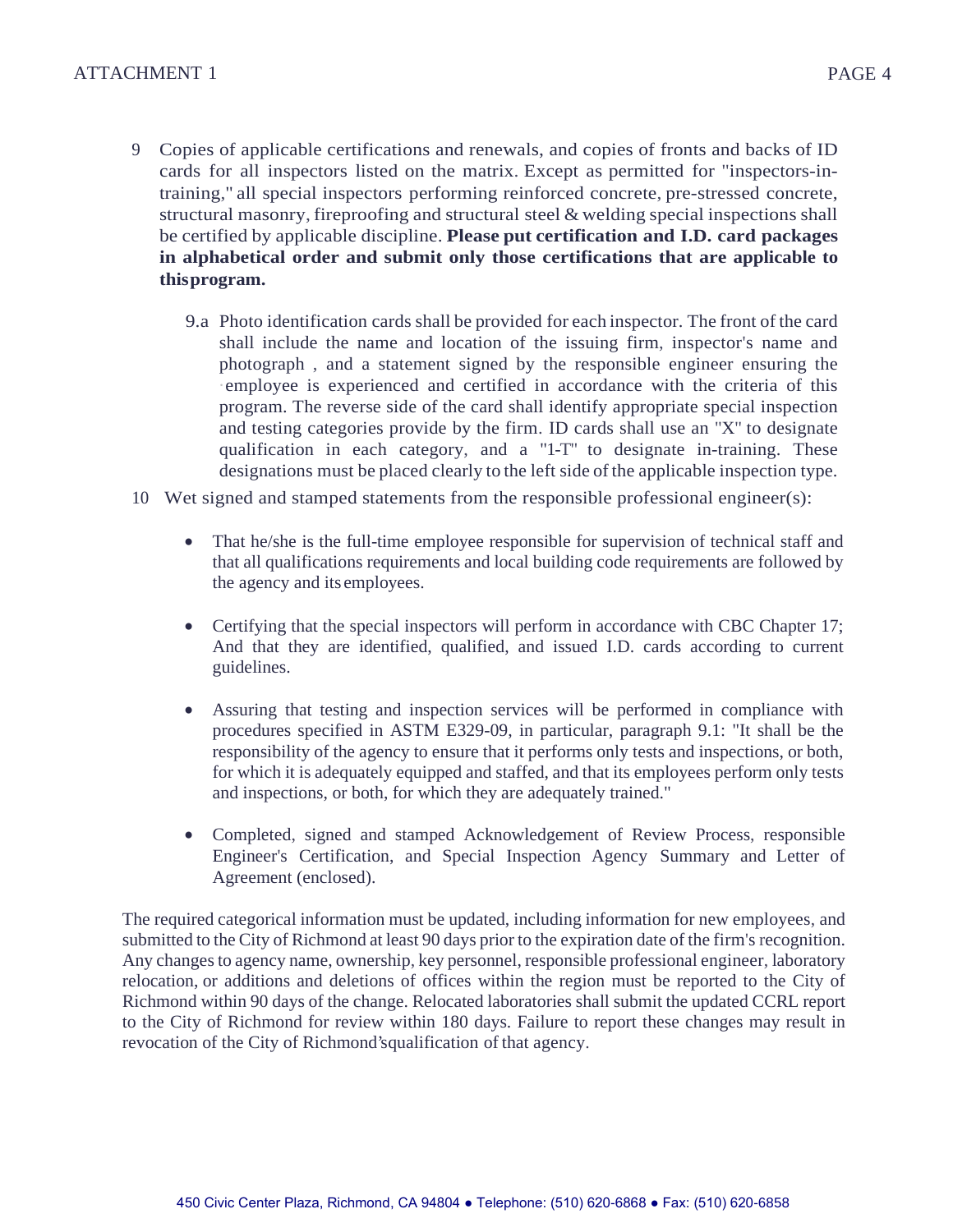9. Copies of applicable certifications and renewals, and copies of fronts and backs of ID cards for all inspectors listed on the matrix. Except as permitted for "inspectors-in-training," all special inspectors performing reinforced concrete, pre-stressed concrete, structural masonry, fireproofing and structural steel & welding special inspections shall be certified by applicable discipline. **Please put certification and I.D. card packages in alphabetical order and submit only those certifications that are applicable to thisprogram.**

   9.a Photo identification cards shall be provided for each inspector. The front of the card shall include the name and location of the issuing firm, inspector's name and photograph , and a statement signed by the responsible engineer ensuring the employee is experienced and certified in accordance with the criteria of this program. The reverse side of the card shall identify appropriate special inspection and testing categories provide by the firm. ID cards shall use an "X" to designate qualification in each category, and a "1-T" to designate in-training. These designations must be placed clearly to the left side of the applicable inspection type.

10. Wet signed and stamped statements from the responsible professional engineer(s):

   - That he/she is the full-time employee responsible for supervision of technical staff and that all qualifications requirements and local building code requirements are followed by the agency and its employees.

   - Certifying that the special inspectors will perform in accordance with CBC Chapter 17; And that they are identified, qualified, and issued I.D. cards according to current guidelines.

   - Assuring that testing and inspection services will be performed in compliance with procedures specified in ASTM E329-09, in particular, paragraph 9.1: "It shall be the responsibility of the agency to ensure that it performs only tests and inspections, or both, for which it is adequately equipped and staffed, and that its employees perform only tests and inspections, or both, for which they are adequately trained."

   - Completed, signed and stamped Acknowledgement of Review Process, responsible Engineer's Certification, and Special Inspection Agency Summary and Letter of Agreement (enclosed).

The required categorical information must be updated, including information for new employees, and submitted to the City of Richmond at least 90 days prior to the expiration date of the firm's recognition. Any changes to agency name, ownership, key personnel, responsible professional engineer, laboratory relocation, or additions and deletions of offices within the region must be reported to the City of Richmond within 90 days of the change. Relocated laboratories shall submit the updated CCRL report to the City of Richmond for review within 180 days. Failure to report these changes may result in revocation of the City of Richmond'squalification of that agency.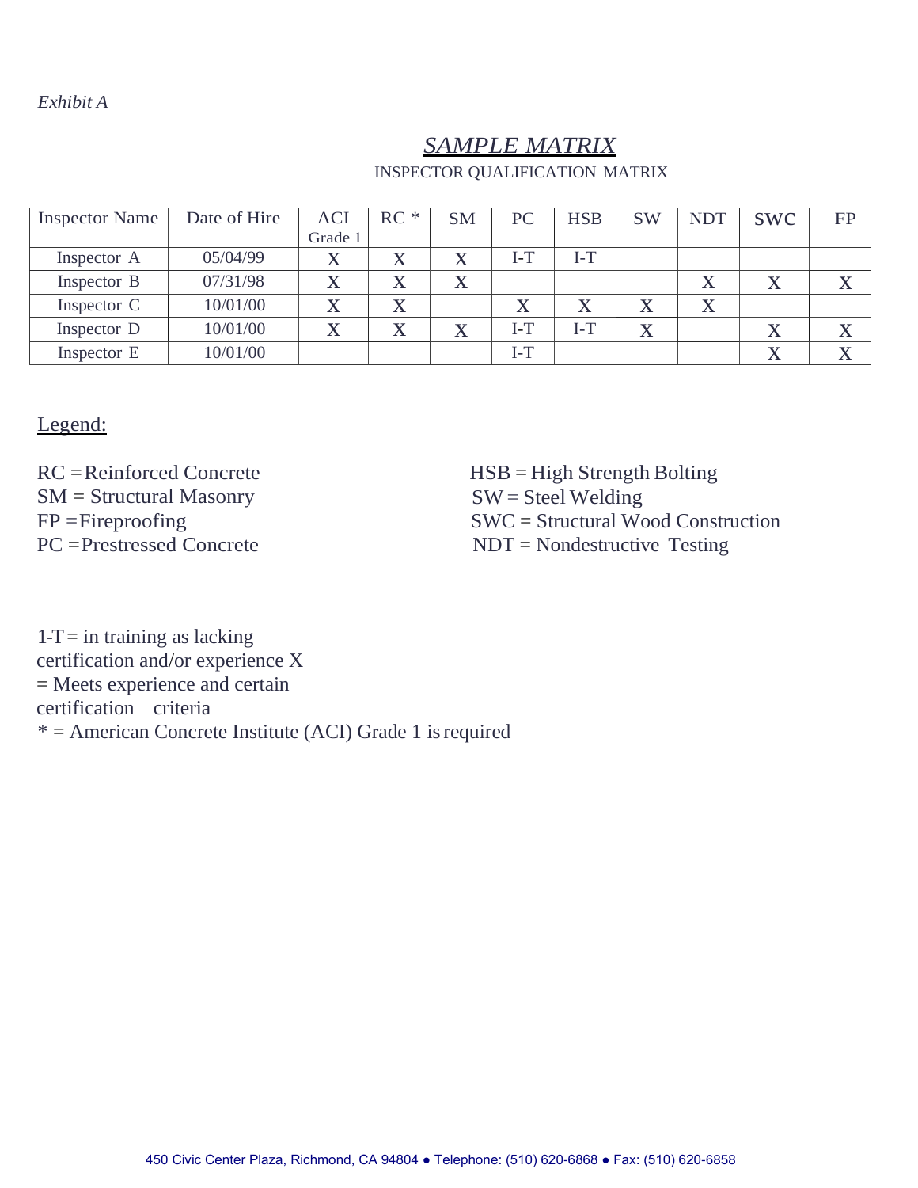*Exhibit A*

## *SAMPLE MATRIX*

INSPECTOR QUALIFICATION MATRIX

| Inspector Name | Date of Hire | ACI Grade 1 | RC * | SM | PC | HSB | SW | NDT | SWC | FP |
|---|---|---|---|---|---|---|---|---|---|---|
| Inspector A | 05/04/99 | X | X | X | I-T | I-T | | | | |
| Inspector B | 07/31/98 | X | X | X | | | | X | X | X |
| Inspector C | 10/01/00 | X | X | | X | X | X | X | | |
| Inspector D | 10/01/00 | X | X | X | I-T | I-T | X | | X | X |
| Inspector E | 10/01/00 | | | | I-T | | | | X | X |

Legend:

RC =Reinforced Concrete
SM = Structural Masonry
FP =Fireproofing
PC =Prestressed Concrete

HSB = High Strength Bolting
SW = Steel Welding
SWC = Structural Wood Construction
NDT = Nondestructive Testing

1-T = in training as lacking certification and/or experience X = Meets experience and certain certification criteria
* = American Concrete Institute (ACI) Grade 1 is required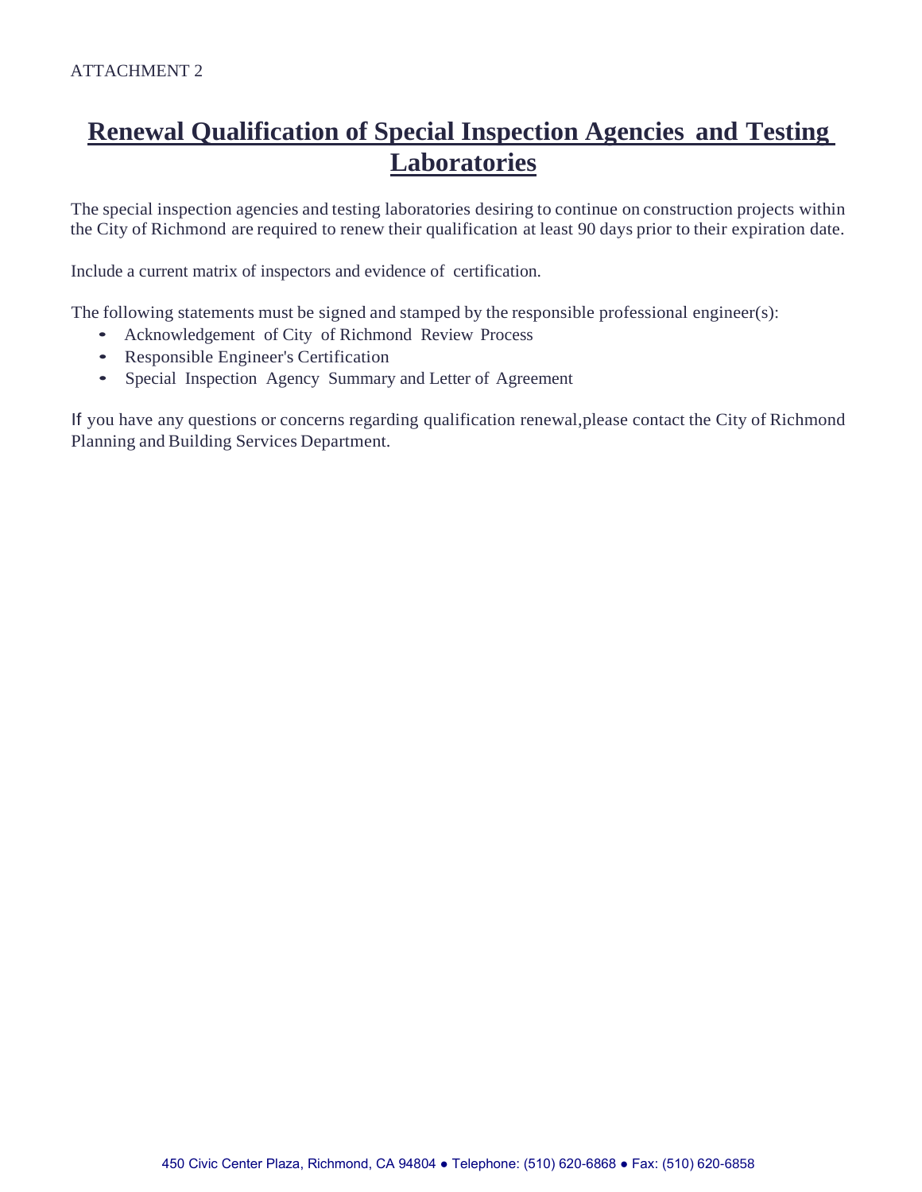ATTACHMENT 2

# Renewal Qualification of Special Inspection Agencies and Testing Laboratories

The special inspection agencies and testing laboratories desiring to continue on construction projects within the City of Richmond are required to renew their qualification at least 90 days prior to their expiration date.

Include a current matrix of inspectors and evidence of certification.

The following statements must be signed and stamped by the responsible professional engineer(s):

- Acknowledgement of City of Richmond Review Process
- Responsible Engineer's Certification
- Special Inspection Agency Summary and Letter of Agreement

If you have any questions or concerns regarding qualification renewal,please contact the City of Richmond Planning and Building Services Department.

450 Civic Center Plaza, Richmond, CA 94804 ● Telephone: (510) 620-6868 ● Fax: (510) 620-6858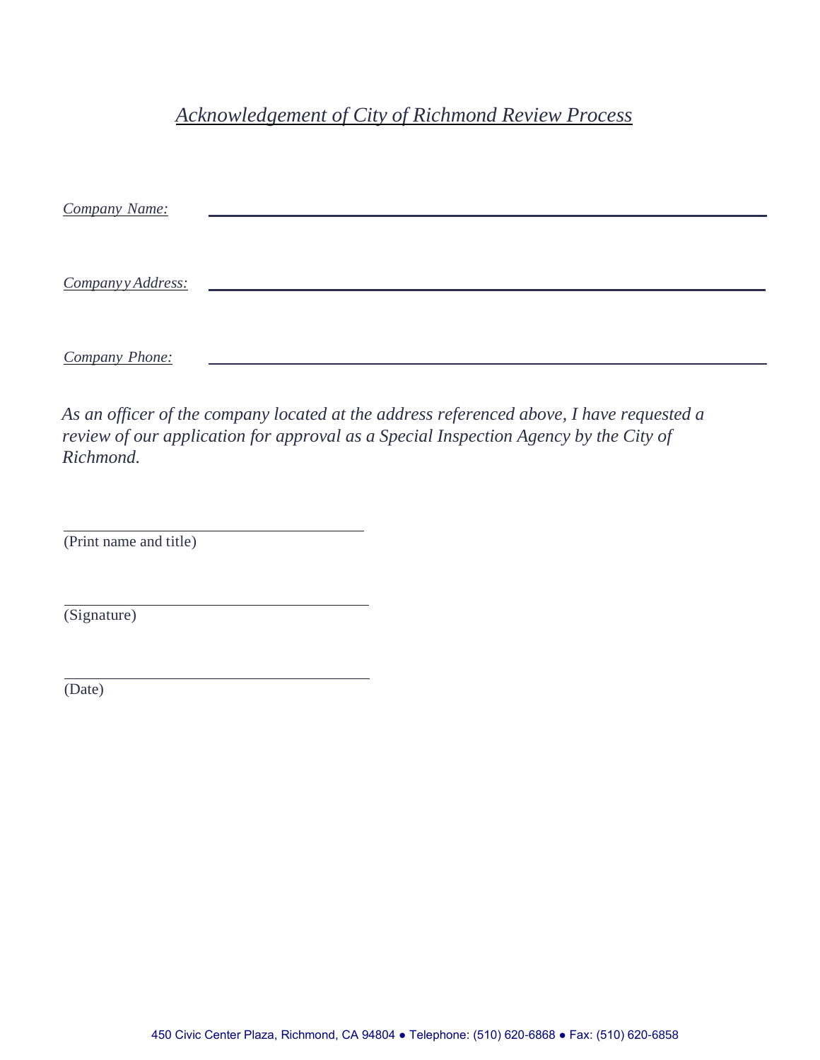# *Acknowledgement of City of Richmond Review Process*

*Company Name:* ______________________________________________

*Companyy Address:* ______________________________________________

*Company Phone:* ______________________________________________

*As an officer of the company located at the address referenced above, I have requested a review of our application for approval as a Special Inspection Agency by the City of Richmond.*

______________________________
(Print name and title)

______________________________
(Signature)

______________________________
(Date)

450 Civic Center Plaza, Richmond, CA 94804 ● Telephone: (510) 620-6868 ● Fax: (510) 620-6858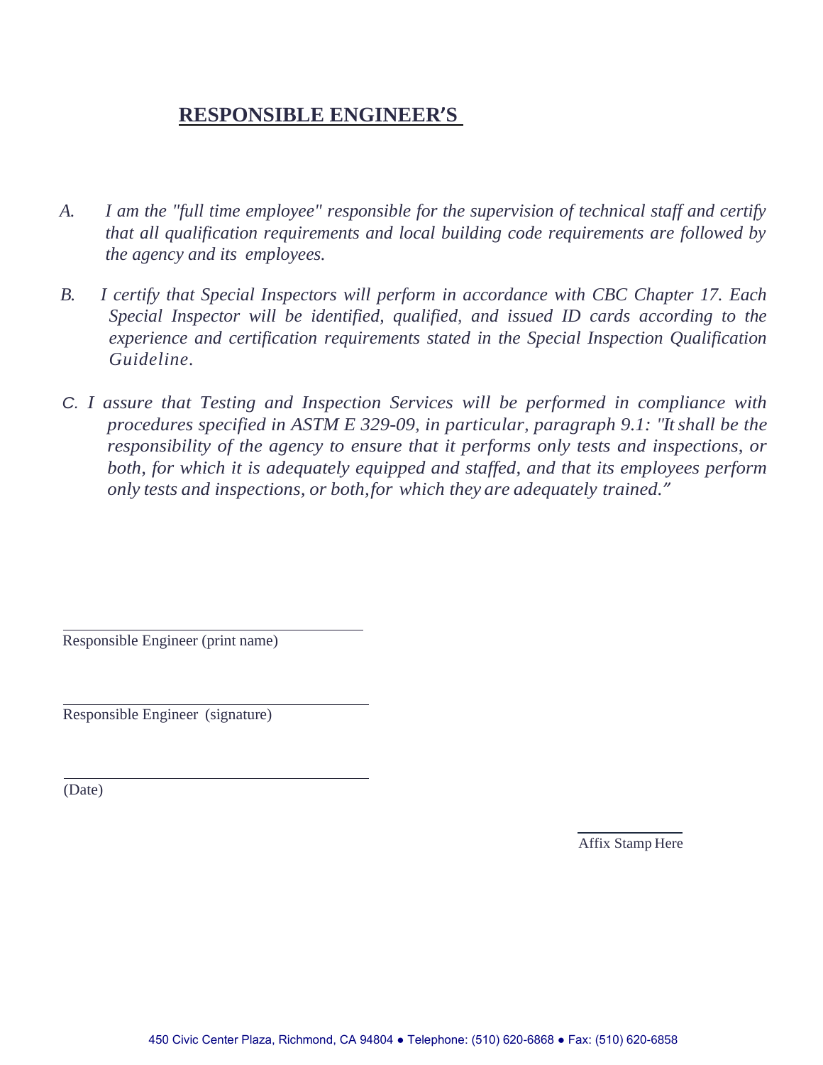# RESPONSIBLE ENGINEER'S

A. *I am the "full time employee" responsible for the supervision of technical staff and certify that all qualification requirements and local building code requirements are followed by the agency and its employees.*

B. *I certify that Special Inspectors will perform in accordance with CBC Chapter 17. Each Special Inspector will be identified, qualified, and issued ID cards according to the experience and certification requirements stated in the Special Inspection Qualification Guideline.*

C. *I assure that Testing and Inspection Services will be performed in compliance with procedures specified in ASTM E 329-09, in particular, paragraph 9.1: "It shall be the responsibility of the agency to ensure that it performs only tests and inspections, or both, for which it is adequately equipped and staffed, and that its employees perform only tests and inspections, or both, for which they are adequately trained."*

\_\_\_\_\_\_\_\_\_\_\_\_\_\_\_\_\_\_\_\_\_\_\_\_\_\_\_\_\_\_\_\_\_\_\_\_\_\_\_\_

Responsible Engineer (print name)

\_\_\_\_\_\_\_\_\_\_\_\_\_\_\_\_\_\_\_\_\_\_\_\_\_\_\_\_\_\_\_\_\_\_\_\_\_\_\_\_

Responsible Engineer (signature)

\_\_\_\_\_\_\_\_\_\_\_\_\_\_\_\_\_\_\_\_\_\_\_\_\_\_\_\_\_\_\_\_\_\_\_\_\_\_\_\_

(Date)

\_\_\_\_\_\_\_\_\_\_\_\_\_\_\_

Affix Stamp Here

450 Civic Center Plaza, Richmond, CA 94804 ● Telephone: (510) 620-6868 ● Fax: (510) 620-6858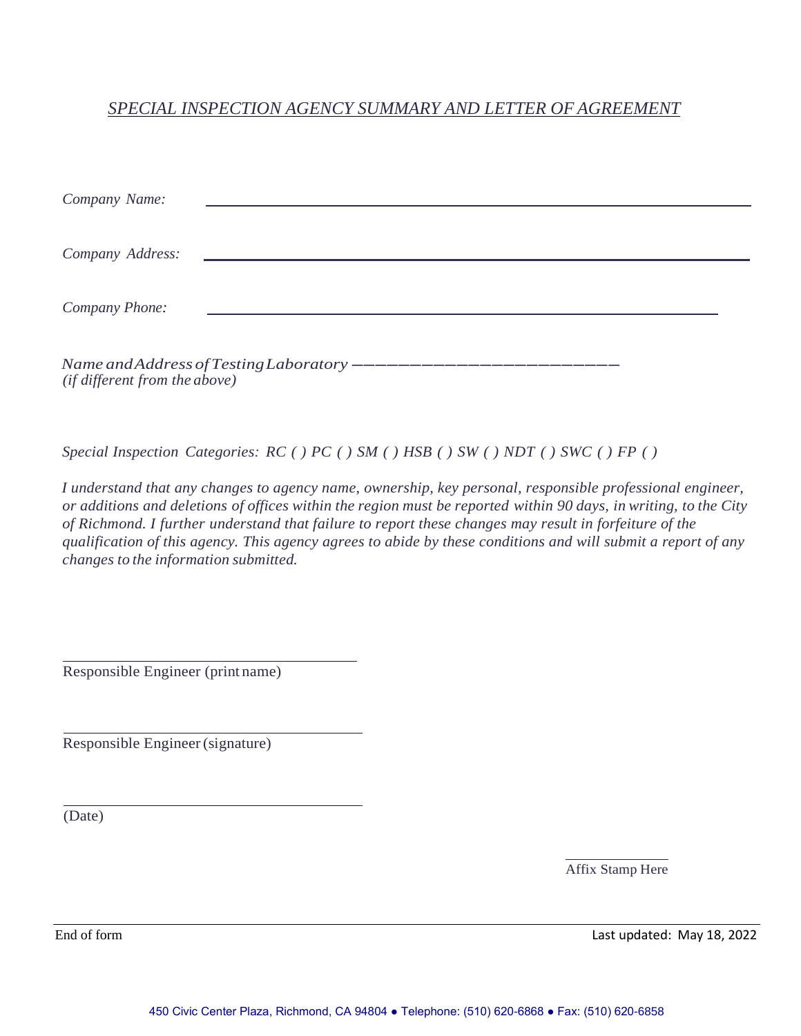# *SPECIAL INSPECTION AGENCY SUMMARY AND LETTER OF AGREEMENT*

*Company Name:* ______________________________________________

*Company Address:* ______________________________________________

*Company Phone:* ______________________________________________

*Name and Address of Testing Laboratory* ——————————————————
*(if different from the above)*

*Special Inspection Categories: RC ( ) PC ( ) SM ( ) HSB ( ) SW ( ) NDT ( ) SWC ( ) FP ( )*

*I understand that any changes to agency name, ownership, key personal, responsible professional engineer, or additions and deletions of offices within the region must be reported within 90 days, in writing, to the City of Richmond. I further understand that failure to report these changes may result in forfeiture of the qualification of this agency. This agency agrees to abide by these conditions and will submit a report of any changes to the information submitted.*

______________________________
Responsible Engineer (print name)

______________________________
Responsible Engineer (signature)

______________________________
(Date)

______________
Affix Stamp Here

End of form

Last updated: May 18, 2022

450 Civic Center Plaza, Richmond, CA 94804 ● Telephone: (510) 620-6868 ● Fax: (510) 620-6858